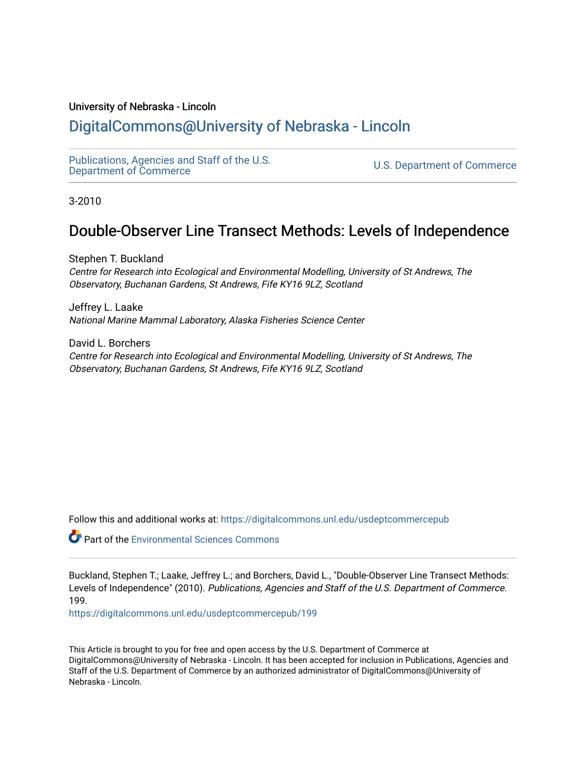University of Nebraska - Lincoln

# DigitalCommons@University of Nebraska - Lincoln

Publications, Agencies and Staff of the U.S. Department of Commerce

U.S. Department of Commerce

3-2010

## Double-Observer Line Transect Methods: Levels of Independence

Stephen T. Buckland
*Centre for Research into Ecological and Environmental Modelling, University of St Andrews, The Observatory, Buchanan Gardens, St Andrews, Fife KY16 9LZ, Scotland*

Jeffrey L. Laake
*National Marine Mammal Laboratory, Alaska Fisheries Science Center*

David L. Borchers
*Centre for Research into Ecological and Environmental Modelling, University of St Andrews, The Observatory, Buchanan Gardens, St Andrews, Fife KY16 9LZ, Scotland*

Follow this and additional works at: https://digitalcommons.unl.edu/usdeptcommercepub

Part of the Environmental Sciences Commons

Buckland, Stephen T.; Laake, Jeffrey L.; and Borchers, David L., "Double-Observer Line Transect Methods: Levels of Independence" (2010). *Publications, Agencies and Staff of the U.S. Department of Commerce*. 199.
https://digitalcommons.unl.edu/usdeptcommercepub/199

This Article is brought to you for free and open access by the U.S. Department of Commerce at DigitalCommons@University of Nebraska - Lincoln. It has been accepted for inclusion in Publications, Agencies and Staff of the U.S. Department of Commerce by an authorized administrator of DigitalCommons@University of Nebraska - Lincoln.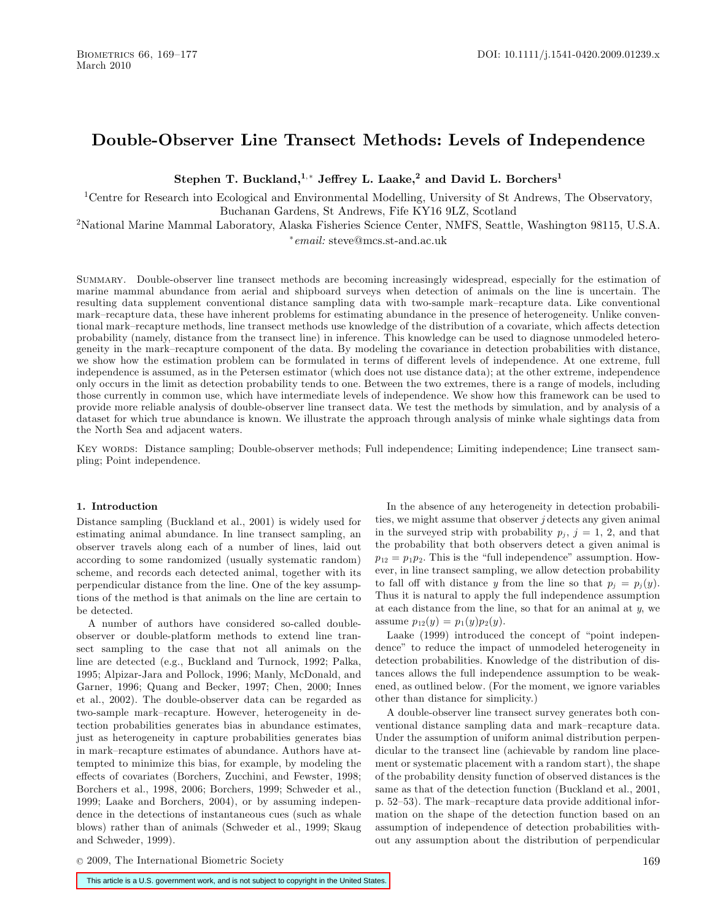# Double-Observer Line Transect Methods: Levels of Independence

**Stephen T. Buckland,[1,*] Jeffrey L. Laake,[2] and David L. Borchers[1]**

[1]Centre for Research into Ecological and Environmental Modelling, University of St Andrews, The Observatory, Buchanan Gardens, St Andrews, Fife KY16 9LZ, Scotland

[2]National Marine Mammal Laboratory, Alaska Fisheries Science Center, NMFS, Seattle, Washington 98115, U.S.A.

[*]*email:* steve@mcs.st-and.ac.uk

Summary. Double-observer line transect methods are becoming increasingly widespread, especially for the estimation of marine mammal abundance from aerial and shipboard surveys when detection of animals on the line is uncertain. The resulting data supplement conventional distance sampling data with two-sample mark–recapture data. Like conventional mark–recapture data, these have inherent problems for estimating abundance in the presence of heterogeneity. Unlike conventional mark–recapture methods, line transect methods use knowledge of the distribution of a covariate, which affects detection probability (namely, distance from the transect line) in inference. This knowledge can be used to diagnose unmodeled heterogeneity in the mark–recapture component of the data. By modeling the covariance in detection probabilities with distance, we show how the estimation problem can be formulated in terms of different levels of independence. At one extreme, full independence is assumed, as in the Petersen estimator (which does not use distance data); at the other extreme, independence only occurs in the limit as detection probability tends to one. Between the two extremes, there is a range of models, including those currently in common use, which have intermediate levels of independence. We show how this framework can be used to provide more reliable analysis of double-observer line transect data. We test the methods by simulation, and by analysis of a dataset for which true abundance is known. We illustrate the approach through analysis of minke whale sightings data from the North Sea and adjacent waters.

Key words: Distance sampling; Double-observer methods; Full independence; Limiting independence; Line transect sampling; Point independence.

## 1. Introduction

Distance sampling (Buckland et al., 2001) is widely used for estimating animal abundance. In line transect sampling, an observer travels along each of a number of lines, laid out according to some randomized (usually systematic random) scheme, and records each detected animal, together with its perpendicular distance from the line. One of the key assumptions of the method is that animals on the line are certain to be detected.

A number of authors have considered so-called double-observer or double-platform methods to extend line transect sampling to the case that not all animals on the line are detected (e.g., Buckland and Turnock, 1992; Palka, 1995; Alpizar-Jara and Pollock, 1996; Manly, McDonald, and Garner, 1996; Quang and Becker, 1997; Chen, 2000; Innes et al., 2002). The double-observer data can be regarded as two-sample mark–recapture. However, heterogeneity in detection probabilities generates bias in abundance estimates, just as heterogeneity in capture probabilities generates bias in mark–recapture estimates of abundance. Authors have attempted to minimize this bias, for example, by modeling the effects of covariates (Borchers, Zucchini, and Fewster, 1998; Borchers et al., 1998, 2006; Borchers, 1999; Schweder et al., 1999; Laake and Borchers, 2004), or by assuming independence in the detections of instantaneous cues (such as whale blows) rather than of animals (Schweder et al., 1999; Skaug and Schweder, 1999).

In the absence of any heterogeneity in detection probabilities, we might assume that observer $j$ detects any given animal in the surveyed strip with probability $p_j$, $j = 1, 2$, and that the probability that both observers detect a given animal is $p_{12} = p_1 p_2$. This is the "full independence" assumption. However, in line transect sampling, we allow detection probability to fall off with distance $y$ from the line so that $p_j = p_j(y)$. Thus it is natural to apply the full independence assumption at each distance from the line, so that for an animal at $y$, we assume $p_{12}(y) = p_1(y) p_2(y)$.

Laake (1999) introduced the concept of "point independence" to reduce the impact of unmodeled heterogeneity in detection probabilities. Knowledge of the distribution of distances allows the full independence assumption to be weakened, as outlined below. (For the moment, we ignore variables other than distance for simplicity.)

A double-observer line transect survey generates both conventional distance sampling data and mark–recapture data. Under the assumption of uniform animal distribution perpendicular to the transect line (achievable by random line placement or systematic placement with a random start), the shape of the probability density function of observed distances is the same as that of the detection function (Buckland et al., 2001, p. 52–53). The mark–recapture data provide additional information on the shape of the detection function based on an assumption of independence of detection probabilities without any assumption about the distribution of perpendicular

© 2009, The International Biometric Society

This article is a U.S. government work, and is not subject to copyright in the United States.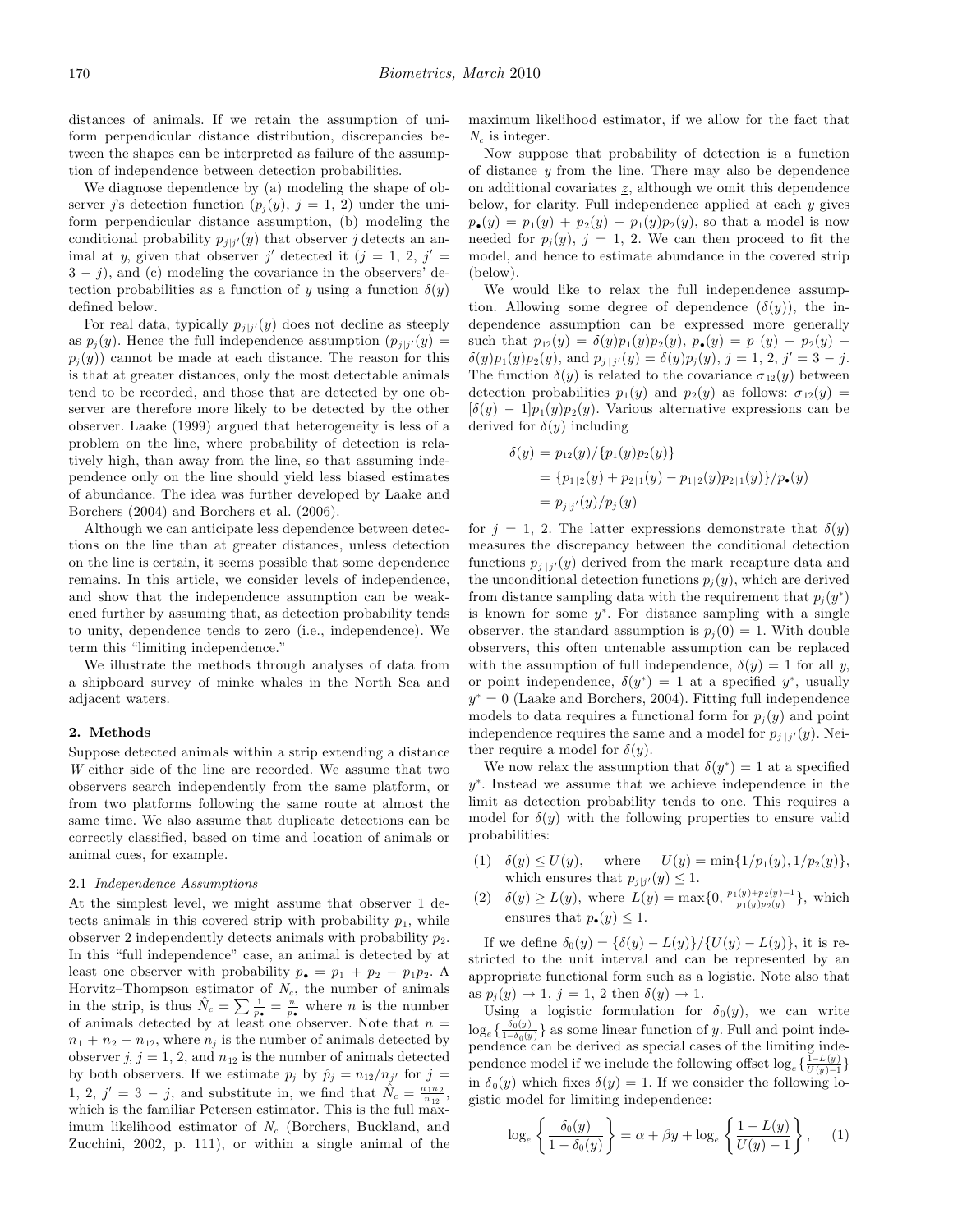distances of animals. If we retain the assumption of uniform perpendicular distance distribution, discrepancies between the shapes can be interpreted as failure of the assumption of independence between detection probabilities.

We diagnose dependence by (a) modeling the shape of observer $j$'s detection function ($p_j(y)$, $j = 1, 2$) under the uniform perpendicular distance assumption, (b) modeling the conditional probability $p_{j|j'}(y)$ that observer $j$ detects an animal at $y$, given that observer $j'$ detected it ($j = 1, 2$, $j' = 3 - j$), and (c) modeling the covariance in the observers' detection probabilities as a function of $y$ using a function $\delta(y)$ defined below.

For real data, typically $p_{j|j'}(y)$ does not decline as steeply as $p_j(y)$. Hence the full independence assumption ($p_{j|j'}(y) = p_j(y)$) cannot be made at each distance. The reason for this is that at greater distances, only the most detectable animals tend to be recorded, and those that are detected by one observer are therefore more likely to be detected by the other observer. Laake (1999) argued that heterogeneity is less of a problem on the line, where probability of detection is relatively high, than away from the line, so that assuming independence only on the line should yield less biased estimates of abundance. The idea was further developed by Laake and Borchers (2004) and Borchers et al. (2006).

Although we can anticipate less dependence between detections on the line than at greater distances, unless detection on the line is certain, it seems possible that some dependence remains. In this article, we consider levels of independence, and show that the independence assumption can be weakened further by assuming that, as detection probability tends to unity, dependence tends to zero (i.e., independence). We term this "limiting independence."

We illustrate the methods through analyses of data from a shipboard survey of minke whales in the North Sea and adjacent waters.

## 2. Methods

Suppose detected animals within a strip extending a distance $W$ either side of the line are recorded. We assume that two observers search independently from the same platform, or from two platforms following the same route at almost the same time. We also assume that duplicate detections can be correctly classified, based on time and location of animals or animal cues, for example.

### 2.1 *Independence Assumptions*

At the simplest level, we might assume that observer 1 detects animals in this covered strip with probability $p_1$, while observer 2 independently detects animals with probability $p_2$. In this "full independence" case, an animal is detected by at least one observer with probability $p_\bullet = p_1 + p_2 - p_1 p_2$. A Horvitz–Thompson estimator of $N_c$, the number of animals in the strip, is thus $\hat{N}_c = \sum \frac{1}{p_\bullet} = \frac{n}{p_\bullet}$ where $n$ is the number of animals detected by at least one observer. Note that $n = n_1 + n_2 - n_{12}$, where $n_j$ is the number of animals detected by observer $j$, $j = 1, 2$, and $n_{12}$ is the number of animals detected by both observers. If we estimate $p_j$ by $\hat{p}_j = n_{12}/n_{j'}$ for $j = 1, 2$, $j' = 3 - j$, and substitute in, we find that $\hat{N}_c = \frac{n_1 n_2}{n_{12}}$, which is the familiar Petersen estimator. This is the full maximum likelihood estimator of $N_c$ (Borchers, Buckland, and Zucchini, 2002, p. 111), or within a single animal of the maximum likelihood estimator, if we allow for the fact that $N_c$ is integer.

Now suppose that probability of detection is a function of distance $y$ from the line. There may also be dependence on additional covariates $\underline{z}$, although we omit this dependence below, for clarity. Full independence applied at each $y$ gives $p_\bullet(y) = p_1(y) + p_2(y) - p_1(y)p_2(y)$, so that a model is now needed for $p_j(y)$, $j = 1, 2$. We can then proceed to fit the model, and hence to estimate abundance in the covered strip (below).

We would like to relax the full independence assumption. Allowing some degree of dependence ($\delta(y)$), the independence assumption can be expressed more generally such that $p_{12}(y) = \delta(y)p_1(y)p_2(y)$, $p_\bullet(y) = p_1(y) + p_2(y) - \delta(y)p_1(y)p_2(y)$, and $p_{j\,|\,j'}(y) = \delta(y)p_j(y)$, $j = 1, 2$, $j' = 3 - j$. The function $\delta(y)$ is related to the covariance $\sigma_{12}(y)$ between detection probabilities $p_1(y)$ and $p_2(y)$ as follows: $\sigma_{12}(y) = [\delta(y) - 1]p_1(y)p_2(y)$. Various alternative expressions can be derived for $\delta(y)$ including

$$
\begin{aligned}
\delta(y) &= p_{12}(y)/\{p_1(y)p_2(y)\} \\
&= \{p_{1\,|\,2}(y) + p_{2\,|\,1}(y) - p_{1\,|\,2}(y)p_{2\,|\,1}(y)\}/p_\bullet(y) \\
&= p_{j|j'}(y)/p_j(y)
\end{aligned}
$$

for $j = 1, 2$. The latter expressions demonstrate that $\delta(y)$ measures the discrepancy between the conditional detection functions $p_{j\,|\,j'}(y)$ derived from the mark–recapture data and the unconditional detection functions $p_j(y)$, which are derived from distance sampling data with the requirement that $p_j(y^*)$ is known for some $y^*$. For distance sampling with a single observer, the standard assumption is $p_j(0) = 1$. With double observers, this often untenable assumption can be replaced with the assumption of full independence, $\delta(y) = 1$ for all $y$, or point independence, $\delta(y^*) = 1$ at a specified $y^*$, usually $y^* = 0$ (Laake and Borchers, 2004). Fitting full independence models to data requires a functional form for $p_j(y)$ and point independence requires the same and a model for $p_{j\,|\,j'}(y)$. Neither require a model for $\delta(y)$.

We now relax the assumption that $\delta(y^*) = 1$ at a specified $y^*$. Instead we assume that we achieve independence in the limit as detection probability tends to one. This requires a model for $\delta(y)$ with the following properties to ensure valid probabilities:

(1) $\delta(y) \le U(y)$, where $U(y) = \min\{1/p_1(y), 1/p_2(y)\}$, which ensures that $p_{j|j'}(y) \le 1$.

(2) $\delta(y) \ge L(y)$, where $L(y) = \max\{0, \frac{p_1(y)+p_2(y)-1}{p_1(y)p_2(y)}\}$, which ensures that $p_\bullet(y) \le 1$.

If we define $\delta_0(y) = \{\delta(y) - L(y)\}/\{U(y) - L(y)\}$, it is restricted to the unit interval and can be represented by an appropriate functional form such as a logistic. Note also that as $p_j(y) \to 1$, $j = 1, 2$ then $\delta(y) \to 1$.

Using a logistic formulation for $\delta_0(y)$, we can write $\log_e\{\frac{\delta_0(y)}{1-\delta_0(y)}\}$ as some linear function of $y$. Full and point independence can be derived as special cases of the limiting independence model if we include the following offset $\log_e\{\frac{1-L(y)}{U(y)-1}\}$ in $\delta_0(y)$ which fixes $\delta(y) = 1$. If we consider the following logistic model for limiting independence:

$$
\log_e\left\{\frac{\delta_0(y)}{1-\delta_0(y)}\right\} = \alpha + \beta y + \log_e\left\{\frac{1-L(y)}{U(y)-1}\right\}, \qquad (1)
$$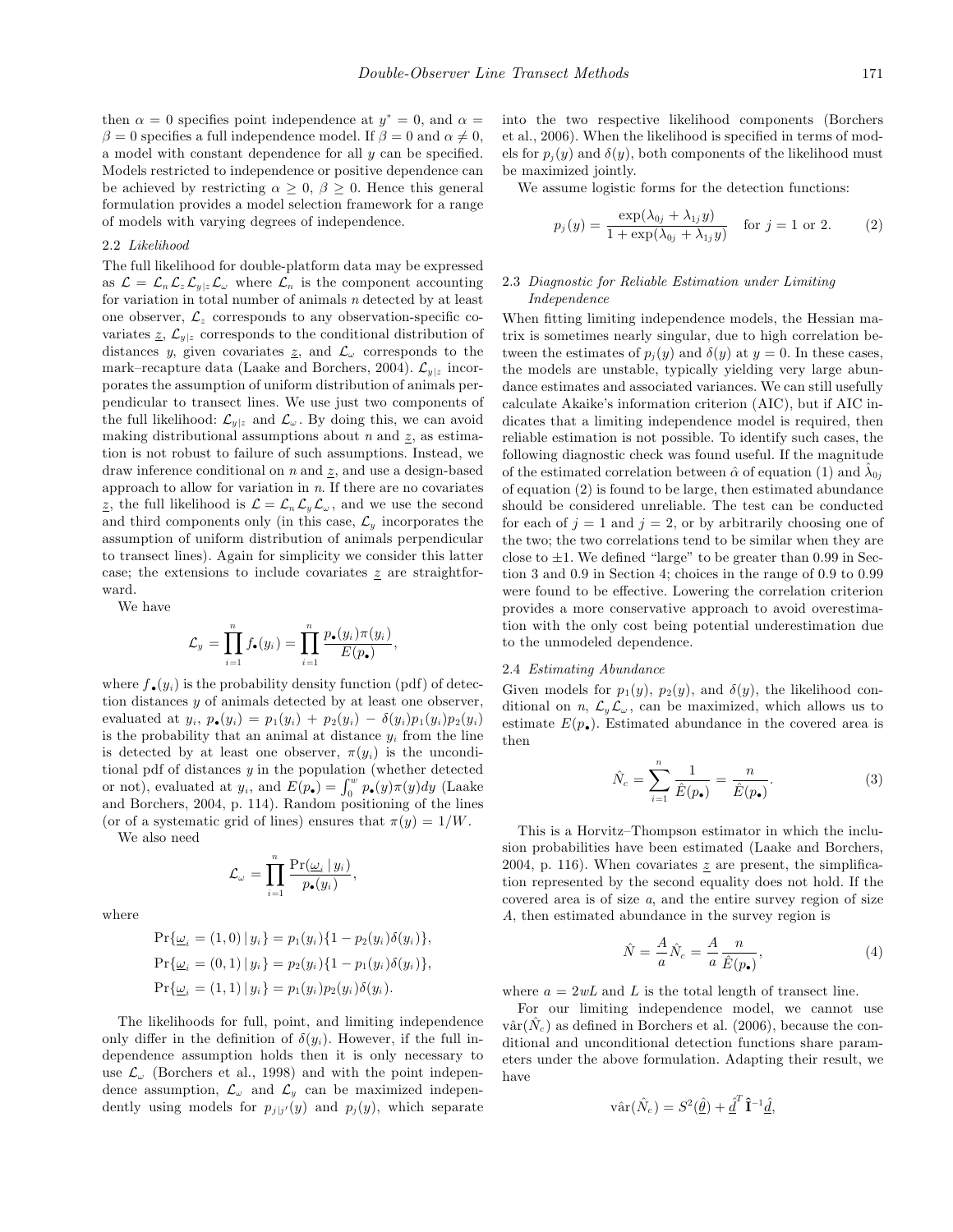then $\alpha = 0$ specifies point independence at $y^* = 0$, and $\alpha = \beta = 0$ specifies a full independence model. If $\beta = 0$ and $\alpha \neq 0$, a model with constant dependence for all $y$ can be specified. Models restricted to independence or positive dependence can be achieved by restricting $\alpha \geq 0$, $\beta \geq 0$. Hence this general formulation provides a model selection framework for a range of models with varying degrees of independence.

### 2.2 *Likelihood*

The full likelihood for double-platform data may be expressed as $\mathcal{L} = \mathcal{L}_n \mathcal{L}_z \mathcal{L}_{y|z} \mathcal{L}_\omega$ where $\mathcal{L}_n$ is the component accounting for variation in total number of animals $n$ detected by at least one observer, $\mathcal{L}_z$ corresponds to any observation-specific covariates $\underline{z}$, $\mathcal{L}_{y|z}$ corresponds to the conditional distribution of distances $y$, given covariates $\underline{z}$, and $\mathcal{L}_\omega$ corresponds to the mark–recapture data (Laake and Borchers, 2004). $\mathcal{L}_{y|z}$ incorporates the assumption of uniform distribution of animals perpendicular to transect lines. We use just two components of the full likelihood: $\mathcal{L}_{y|z}$ and $\mathcal{L}_\omega$. By doing this, we can avoid making distributional assumptions about $n$ and $\underline{z}$, as estimation is not robust to failure of such assumptions. Instead, we draw inference conditional on $n$ and $\underline{z}$, and use a design-based approach to allow for variation in $n$. If there are no covariates $\underline{z}$, the full likelihood is $\mathcal{L} = \mathcal{L}_n \mathcal{L}_y \mathcal{L}_\omega$, and we use the second and third components only (in this case, $\mathcal{L}_y$ incorporates the assumption of uniform distribution of animals perpendicular to transect lines). Again for simplicity we consider this latter case; the extensions to include covariates $\underline{z}$ are straightforward.

We have

$$\mathcal{L}_y = \prod_{i=1}^{n} f_\bullet(y_i) = \prod_{i=1}^{n} \frac{p_\bullet(y_i)\pi(y_i)}{E(p_\bullet)},$$

where $f_\bullet(y_i)$ is the probability density function (pdf) of detection distances $y$ of animals detected by at least one observer, evaluated at $y_i$, $p_\bullet(y_i) = p_1(y_i) + p_2(y_i) - \delta(y_i)p_1(y_i)p_2(y_i)$ is the probability that an animal at distance $y_i$ from the line is detected by at least one observer, $\pi(y_i)$ is the unconditional pdf of distances $y$ in the population (whether detected or not), evaluated at $y_i$, and $E(p_\bullet) = \int_0^w p_\bullet(y)\pi(y)dy$ (Laake and Borchers, 2004, p. 114). Random positioning of the lines (or of a systematic grid of lines) ensures that $\pi(y) = 1/W$.

We also need

$$\mathcal{L}_\omega = \prod_{i=1}^{n} \frac{\Pr(\underline{\omega}_i \mid y_i)}{p_\bullet(y_i)},$$

where

$$\Pr\{\underline{\omega}_i = (1, 0) \mid y_i\} = p_1(y_i)\{1 - p_2(y_i)\delta(y_i)\},$$
$$\Pr\{\underline{\omega}_i = (0, 1) \mid y_i\} = p_2(y_i)\{1 - p_1(y_i)\delta(y_i)\},$$
$$\Pr\{\underline{\omega}_i = (1, 1) \mid y_i\} = p_1(y_i)p_2(y_i)\delta(y_i).$$

The likelihoods for full, point, and limiting independence only differ in the definition of $\delta(y_i)$. However, if the full independence assumption holds then it is only necessary to use $\mathcal{L}_\omega$ (Borchers et al., 1998) and with the point independence assumption, $\mathcal{L}_\omega$ and $\mathcal{L}_y$ can be maximized independently using models for $p_{j|j'}(y)$ and $p_j(y)$, which separate into the two respective likelihood components (Borchers et al., 2006). When the likelihood is specified in terms of models for $p_j(y)$ and $\delta(y)$, both components of the likelihood must be maximized jointly.

We assume logistic forms for the detection functions:

$$p_j(y) = \frac{\exp(\lambda_{0j} + \lambda_{1j}y)}{1 + \exp(\lambda_{0j} + \lambda_{1j}y)} \quad \text{for } j = 1 \text{ or } 2. \tag{2}$$

### 2.3 *Diagnostic for Reliable Estimation under Limiting Independence*

When fitting limiting independence models, the Hessian matrix is sometimes nearly singular, due to high correlation between the estimates of $p_j(y)$ and $\delta(y)$ at $y = 0$. In these cases, the models are unstable, typically yielding very large abundance estimates and associated variances. We can still usefully calculate Akaike's information criterion (AIC), but if AIC indicates that a limiting independence model is required, then reliable estimation is not possible. To identify such cases, the following diagnostic check was found useful. If the magnitude of the estimated correlation between $\hat{\alpha}$ of equation (1) and $\hat{\lambda}_{0j}$ of equation (2) is found to be large, then estimated abundance should be considered unreliable. The test can be conducted for each of $j = 1$ and $j = 2$, or by arbitrarily choosing one of the two; the two correlations tend to be similar when they are close to $\pm 1$. We defined "large" to be greater than 0.99 in Section 3 and 0.9 in Section 4; choices in the range of 0.9 to 0.99 were found to be effective. Lowering the correlation criterion provides a more conservative approach to avoid overestimation with the only cost being potential underestimation due to the unmodeled dependence.

### 2.4 *Estimating Abundance*

Given models for $p_1(y)$, $p_2(y)$, and $\delta(y)$, the likelihood conditional on $n$, $\mathcal{L}_y \mathcal{L}_\omega$, can be maximized, which allows us to estimate $E(p_\bullet)$. Estimated abundance in the covered area is then

$$\hat{N}_c = \sum_{i=1}^{n} \frac{1}{\hat{E}(p_\bullet)} = \frac{n}{\hat{E}(p_\bullet)}. \tag{3}$$

This is a Horvitz–Thompson estimator in which the inclusion probabilities have been estimated (Laake and Borchers, 2004, p. 116). When covariates $\underline{z}$ are present, the simplification represented by the second equality does not hold. If the covered area is of size $a$, and the entire survey region of size $A$, then estimated abundance in the survey region is

$$\hat{N} = \frac{A}{a}\hat{N}_c = \frac{A}{a}\frac{n}{\hat{E}(p_\bullet)}, \tag{4}$$

where $a = 2wL$ and $L$ is the total length of transect line.

For our limiting independence model, we cannot use $\hat{\text{var}}(\hat{N}_c)$ as defined in Borchers et al. (2006), because the conditional and unconditional detection functions share parameters under the above formulation. Adapting their result, we have

$$\hat{\text{var}}(\hat{N}_c) = S^2(\underline{\hat{\theta}}) + \underline{\hat{d}}^T \hat{\mathbf{I}}^{-1} \underline{\hat{d}},$$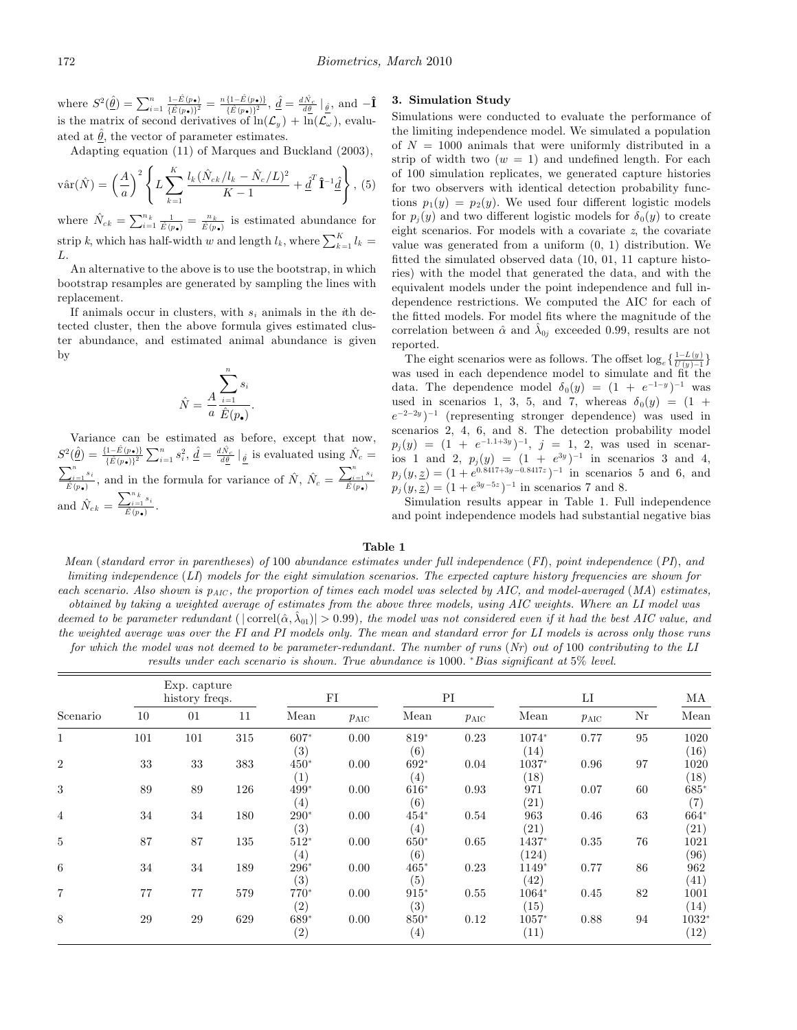where $S^2(\hat{\underline{\theta}}) = \sum_{i=1}^{n} \frac{1-\hat{E}(p_\bullet)}{\{\hat{E}(p_\bullet)\}^2} = \frac{n\{1-\hat{E}(p_\bullet)\}}{\{\hat{E}(p_\bullet)\}^2}$, $\hat{\underline{d}} = \frac{d\hat{N}_c}{d\underline{\theta}}\mid_{\hat{\underline{\theta}}}$, and $-\hat{\mathbf{I}}$ is the matrix of second derivatives of $\ln(\mathcal{L}_y) + \ln(\mathcal{L}_\omega)$, evaluated at $\hat{\underline{\theta}}$, the vector of parameter estimates.

Adapting equation (11) of Marques and Buckland (2003),

$$\hat{\text{var}}(\hat{N}) = \left(\frac{A}{a}\right)^2 \left\{ L \sum_{k=1}^{K} \frac{l_k(\hat{N}_{ck}/l_k - \hat{N}_c/L)^2}{K-1} + \hat{\underline{d}}^T \hat{\mathbf{I}}^{-1} \hat{\underline{d}} \right\}, \quad (5)$$

where $\hat{N}_{ck} = \sum_{i=1}^{n_k} \frac{1}{\hat{E}(p_\bullet)} = \frac{n_k}{\hat{E}(p_\bullet)}$ is estimated abundance for strip $k$, which has half-width $w$ and length $l_k$, where $\sum_{k=1}^{K} l_k = L$.

An alternative to the above is to use the bootstrap, in which bootstrap resamples are generated by sampling the lines with replacement.

If animals occur in clusters, with $s_i$ animals in the $i$th detected cluster, then the above formula gives estimated cluster abundance, and estimated animal abundance is given by

$$\hat{N} = \frac{A}{a} \frac{\sum_{i=1}^{n} s_i}{\hat{E}(p_\bullet)}.$$

Variance can be estimated as before, except that now, $S^2(\hat{\underline{\theta}}) = \frac{\{1-\hat{E}(p_\bullet)\}}{\{\hat{E}(p_\bullet)\}^2} \sum_{i=1}^{n} s_i^2$, $\hat{\underline{d}} = \frac{d\hat{N}_c}{d\underline{\theta}}\mid_{\hat{\underline{\theta}}}$ is evaluated using $\hat{N}_c = \frac{\sum_{i=1}^{n} s_i}{\hat{E}(p_\bullet)}$, and in the formula for variance of $\hat{N}$, $\hat{N}_c = \frac{\sum_{i=1}^{n} s_i}{\hat{E}(p_\bullet)}$ and $\hat{N}_{ck} = \frac{\sum_{i=1}^{n_k} s_i}{\hat{E}(p_\bullet)}$.

## 3. Simulation Study

Simulations were conducted to evaluate the performance of the limiting independence model. We simulated a population of $N = 1000$ animals that were uniformly distributed in a strip of width two ($w = 1$) and undefined length. For each of 100 simulation replicates, we generated capture histories for two observers with identical detection probability functions $p_1(y) = p_2(y)$. We used four different logistic models for $p_j(y)$ and two different logistic models for $\delta_0(y)$ to create eight scenarios. For models with a covariate $z$, the covariate value was generated from a uniform (0, 1) distribution. We fitted the simulated observed data (10, 01, 11 capture histories) with the model that generated the data, and with the equivalent models under the point independence and full independence restrictions. We computed the AIC for each of the fitted models. For model fits where the magnitude of the correlation between $\hat{\alpha}$ and $\hat{\lambda}_{0j}$ exceeded 0.99, results are not reported.

The eight scenarios were as follows. The offset $\log_e\{\frac{1-L(y)}{U(y)-1}\}$ was used in each dependence model to simulate and fit the data. The dependence model $\delta_0(y) = (1 + e^{-1-y})^{-1}$ was used in scenarios 1, 3, 5, and 7, whereas $\delta_0(y) = (1 + e^{-2-2y})^{-1}$ (representing stronger dependence) was used in scenarios 2, 4, 6, and 8. The detection probability model $p_j(y) = (1 + e^{-1.1+3y})^{-1}$, $j = 1, 2$, was used in scenarios 1 and 2, $p_j(y) = (1 + e^{3y})^{-1}$ in scenarios 3 and 4, $p_j(y, \underline{z}) = (1 + e^{0.8417+3y-0.8417z})^{-1}$ in scenarios 5 and 6, and $p_j(y, \underline{z}) = (1 + e^{3y-5z})^{-1}$ in scenarios 7 and 8.

Simulation results appear in Table 1. Full independence and point independence models had substantial negative bias

**Table 1**

*Mean (standard error in parentheses) of 100 abundance estimates under full independence (FI), point independence (PI), and limiting independence (LI) models for the eight simulation scenarios. The expected capture history frequencies are shown for each scenario. Also shown is $p_{AIC}$, the proportion of times each model was selected by AIC, and model-averaged (MA) estimates, obtained by taking a weighted average of estimates from the above three models, using AIC weights. Where an LI model was deemed to be parameter redundant ($|\text{correl}(\hat{\alpha}, \hat{\lambda}_{01})| > 0.99$), the model was not considered even if it had the best AIC value, and the weighted average was over the FI and PI models only. The mean and standard error for LI models is across only those runs for which the model was not deemed to be parameter-redundant. The number of runs (Nr) out of 100 contributing to the LI results under each scenario is shown. True abundance is 1000. \*Bias significant at 5% level.*

| | Exp. capture history freqs. | | | FI | | PI | | LI | | | MA |
|---|---|---|---|---|---|---|---|---|---|---|---|
| Scenario | 10 | 01 | 11 | Mean | $p_{AIC}$ | Mean | $p_{AIC}$ | Mean | $p_{AIC}$ | Nr | Mean |
| 1 | 101 | 101 | 315 | 607* (3) | 0.00 | 819* (6) | 0.23 | 1074* (14) | 0.77 | 95 | 1020 (16) |
| 2 | 33 | 33 | 383 | 450* (1) | 0.00 | 692* (4) | 0.04 | 1037* (18) | 0.96 | 97 | 1020 (18) |
| 3 | 89 | 89 | 126 | 499* (4) | 0.00 | 616* (6) | 0.93 | 971 (21) | 0.07 | 60 | 685* (7) |
| 4 | 34 | 34 | 180 | 290* (3) | 0.00 | 454* (4) | 0.54 | 963 (21) | 0.46 | 63 | 664* (21) |
| 5 | 87 | 87 | 135 | 512* (4) | 0.00 | 650* (6) | 0.65 | 1437* (124) | 0.35 | 76 | 1021 (96) |
| 6 | 34 | 34 | 189 | 296* (3) | 0.00 | 465* (5) | 0.23 | 1149* (42) | 0.77 | 86 | 962 (41) |
| 7 | 77 | 77 | 579 | 770* (2) | 0.00 | 915* (3) | 0.55 | 1064* (15) | 0.45 | 82 | 1001 (14) |
| 8 | 29 | 29 | 629 | 689* (2) | 0.00 | 850* (4) | 0.12 | 1057* (11) | 0.88 | 94 | 1032* (12) |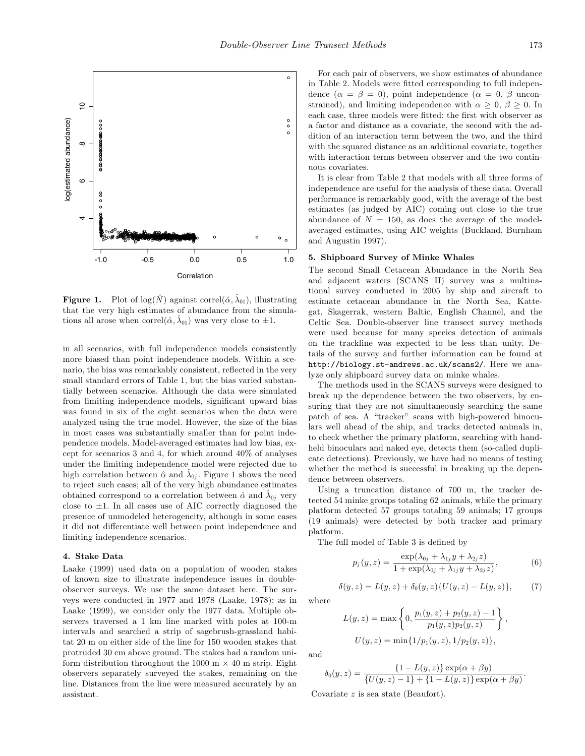**Figure 1.** Plot of $\log(\hat{N})$ against $\text{correl}(\hat{\alpha}, \hat{\lambda}_{01})$, illustrating that the very high estimates of abundance from the simulations all arose when $\text{correl}(\hat{\alpha}, \hat{\lambda}_{01})$ was very close to $\pm 1$.

in all scenarios, with full independence models consistently more biased than point independence models. Within a scenario, the bias was remarkably consistent, reflected in the very small standard errors of Table 1, but the bias varied substantially between scenarios. Although the data were simulated from limiting independence models, significant upward bias was found in six of the eight scenarios when the data were analyzed using the true model. However, the size of the bias in most cases was substantially smaller than for point independence models. Model-averaged estimates had low bias, except for scenarios 3 and 4, for which around 40% of analyses under the limiting independence model were rejected due to high correlation between $\hat{\alpha}$ and $\hat{\lambda}_{0j}$. Figure 1 shows the need to reject such cases; all of the very high abundance estimates obtained correspond to a correlation between $\hat{\alpha}$ and $\hat{\lambda}_{0j}$ very close to $\pm 1$. In all cases use of AIC correctly diagnosed the presence of unmodeled heterogeneity, although in some cases it did not differentiate well between point independence and limiting independence scenarios.

## 4. Stake Data

Laake (1999) used data on a population of wooden stakes of known size to illustrate independence issues in double-observer surveys. We use the same dataset here. The surveys were conducted in 1977 and 1978 (Laake, 1978); as in Laake (1999), we consider only the 1977 data. Multiple observers traversed a 1 km line marked with poles at 100-m intervals and searched a strip of sagebrush-grassland habitat 20 m on either side of the line for 150 wooden stakes that protruded 30 cm above ground. The stakes had a random uniform distribution throughout the 1000 m × 40 m strip. Eight observers separately surveyed the stakes, remaining on the line. Distances from the line were measured accurately by an assistant.

For each pair of observers, we show estimates of abundance in Table 2. Models were fitted corresponding to full independence ($\alpha = \beta = 0$), point independence ($\alpha = 0$, $\beta$ unconstrained), and limiting independence with $\alpha \geq 0$, $\beta \geq 0$. In each case, three models were fitted: the first with observer as a factor and distance as a covariate, the second with the addition of an interaction term between the two, and the third with the squared distance as an additional covariate, together with interaction terms between observer and the two continuous covariates.

It is clear from Table 2 that models with all three forms of independence are useful for the analysis of these data. Overall performance is remarkably good, with the average of the best estimates (as judged by AIC) coming out close to the true abundance of $N = 150$, as does the average of the model-averaged estimates, using AIC weights (Buckland, Burnham and Augustin 1997).

## 5. Shipboard Survey of Minke Whales

The second Small Cetacean Abundance in the North Sea and adjacent waters (SCANS II) survey was a multinational survey conducted in 2005 by ship and aircraft to estimate cetacean abundance in the North Sea, Kattegat, Skagerrak, western Baltic, English Channel, and the Celtic Sea. Double-observer line transect survey methods were used because for many species detection of animals on the trackline was expected to be less than unity. Details of the survey and further information can be found at http://biology.st-andrews.ac.uk/scans2/. Here we analyze only shipboard survey data on minke whales.

The methods used in the SCANS surveys were designed to break up the dependence between the two observers, by ensuring that they are not simultaneously searching the same patch of sea. A "tracker" scans with high-powered binoculars well ahead of the ship, and tracks detected animals in, to check whether the primary platform, searching with handheld binoculars and naked eye, detects them (so-called duplicate detections). Previously, we have had no means of testing whether the method is successful in breaking up the dependence between observers.

Using a truncation distance of 700 m, the tracker detected 54 minke groups totaling 62 animals, while the primary platform detected 57 groups totaling 59 animals; 17 groups (19 animals) were detected by both tracker and primary platform.

The full model of Table 3 is defined by

$$p_j(y, z) = \frac{\exp(\lambda_{0j} + \lambda_{1j} y + \lambda_{2j} z)}{1 + \exp(\lambda_{0j} + \lambda_{1j} y + \lambda_{2j} z)}, \tag{6}$$

$$\delta(y, z) = L(y, z) + \delta_0(y, z)\{U(y, z) - L(y, z)\}, \tag{7}$$

where

$$L(y, z) = \max\left\{0, \frac{p_1(y, z) + p_2(y, z) - 1}{p_1(y, z) p_2(y, z)}\right\},$$

$$U(y, z) = \min\{1/p_1(y, z), 1/p_2(y, z)\},$$

and

$$\delta_0(y, z) = \frac{\{1 - L(y, z)\}\exp(\alpha + \beta y)}{\{U(y, z) - 1\} + \{1 - L(y, z)\}\exp(\alpha + \beta y)}.$$

Covariate $z$ is sea state (Beaufort).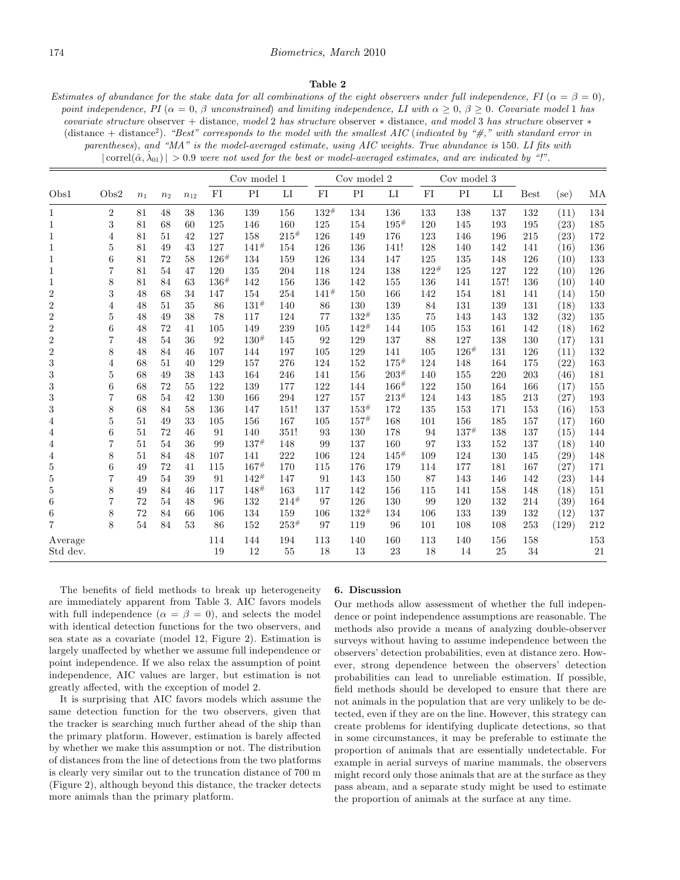**Table 2**

*Estimates of abundance for the stake data for all combinations of the eight observers under full independence, FI ($\alpha = \beta = 0$), point independence, PI ($\alpha = 0$, $\beta$ unconstrained) and limiting independence, LI with $\alpha \geq 0$, $\beta \geq 0$. Covariate model 1 has covariate structure* observer + distance, *model 2 has structure* observer ∗ distance, *and model 3 has structure* observer ∗ (distance + distance$^2$). *"Best" corresponds to the model with the smallest AIC (indicated by "#," with standard error in parentheses), and "MA" is the model-averaged estimate, using AIC weights. True abundance is 150. LI fits with* $|\,\mathrm{correl}(\hat{\alpha}, \hat{\lambda}_{01})\,| > 0.9$ *were not used for the best or model-averaged estimates, and are indicated by "!".*

| | | | | | Cov model 1 | | | Cov model 2 | | | Cov model 3 | | | | | |
|---|---|---|---|---|---|---|---|---|---|---|---|---|---|---|---|---|
| Obs1 | Obs2 | $n_1$ | $n_2$ | $n_{12}$ | FI | PI | LI | FI | PI | LI | FI | PI | LI | Best | (se) | MA |
| 1 | 2 | 81 | 48 | 38 | 136 | 139 | 156 | 132# | 134 | 136 | 133 | 138 | 137 | 132 | (11) | 134 |
| 1 | 3 | 81 | 68 | 60 | 125 | 146 | 160 | 125 | 154 | 195# | 120 | 145 | 193 | 195 | (23) | 185 |
| 1 | 4 | 81 | 51 | 42 | 127 | 158 | 215# | 126 | 149 | 176 | 123 | 146 | 196 | 215 | (23) | 172 |
| 1 | 5 | 81 | 49 | 43 | 127 | 141# | 154 | 126 | 136 | 141! | 128 | 140 | 142 | 141 | (16) | 136 |
| 1 | 6 | 81 | 72 | 58 | 126# | 134 | 159 | 126 | 134 | 147 | 125 | 135 | 148 | 126 | (10) | 133 |
| 1 | 7 | 81 | 54 | 47 | 120 | 135 | 204 | 118 | 124 | 138 | 122# | 125 | 127 | 122 | (10) | 126 |
| 1 | 8 | 81 | 84 | 63 | 136# | 142 | 156 | 136 | 142 | 155 | 136 | 141 | 157! | 136 | (10) | 140 |
| 2 | 3 | 48 | 68 | 34 | 147 | 154 | 254 | 141# | 150 | 166 | 142 | 154 | 181 | 141 | (14) | 150 |
| 2 | 4 | 48 | 51 | 35 | 86 | 131# | 140 | 86 | 130 | 139 | 84 | 131 | 139 | 131 | (18) | 133 |
| 2 | 5 | 48 | 49 | 38 | 78 | 117 | 124 | 77 | 132# | 135 | 75 | 143 | 143 | 132 | (32) | 135 |
| 2 | 6 | 48 | 72 | 41 | 105 | 149 | 239 | 105 | 142# | 144 | 105 | 153 | 161 | 142 | (18) | 162 |
| 2 | 7 | 48 | 54 | 36 | 92 | 130# | 145 | 92 | 129 | 137 | 88 | 127 | 138 | 130 | (17) | 131 |
| 2 | 8 | 48 | 84 | 46 | 107 | 144 | 197 | 105 | 129 | 141 | 105 | 126# | 131 | 126 | (11) | 132 |
| 3 | 4 | 68 | 51 | 40 | 129 | 157 | 276 | 124 | 152 | 175# | 124 | 148 | 164 | 175 | (22) | 163 |
| 3 | 5 | 68 | 49 | 38 | 143 | 164 | 246 | 141 | 156 | 203# | 140 | 155 | 220 | 203 | (46) | 181 |
| 3 | 6 | 68 | 72 | 55 | 122 | 139 | 177 | 122 | 144 | 166# | 122 | 150 | 164 | 166 | (17) | 155 |
| 3 | 7 | 68 | 54 | 42 | 130 | 166 | 294 | 127 | 157 | 213# | 124 | 143 | 185 | 213 | (27) | 193 |
| 3 | 8 | 68 | 84 | 58 | 136 | 147 | 151! | 137 | 153# | 172 | 135 | 153 | 171 | 153 | (16) | 153 |
| 4 | 5 | 51 | 49 | 33 | 105 | 156 | 167 | 105 | 157# | 168 | 101 | 156 | 185 | 157 | (17) | 160 |
| 4 | 6 | 51 | 72 | 46 | 91 | 140 | 351! | 93 | 130 | 178 | 94 | 137# | 138 | 137 | (15) | 144 |
| 4 | 7 | 51 | 54 | 36 | 99 | 137# | 148 | 99 | 137 | 160 | 97 | 133 | 152 | 137 | (18) | 140 |
| 4 | 8 | 51 | 84 | 48 | 107 | 141 | 222 | 106 | 124 | 145# | 109 | 124 | 130 | 145 | (29) | 148 |
| 5 | 6 | 49 | 72 | 41 | 115 | 167# | 170 | 115 | 176 | 179 | 114 | 177 | 181 | 167 | (27) | 171 |
| 5 | 7 | 49 | 54 | 39 | 91 | 142# | 147 | 91 | 143 | 150 | 87 | 143 | 146 | 142 | (23) | 144 |
| 5 | 8 | 49 | 84 | 46 | 117 | 148# | 163 | 117 | 142 | 156 | 115 | 141 | 158 | 148 | (18) | 151 |
| 6 | 7 | 72 | 54 | 48 | 96 | 132 | 214# | 97 | 126 | 130 | 99 | 120 | 132 | 214 | (39) | 164 |
| 6 | 8 | 72 | 84 | 66 | 106 | 134 | 159 | 106 | 132# | 134 | 106 | 133 | 139 | 132 | (12) | 137 |
| 7 | 8 | 54 | 84 | 53 | 86 | 152 | 253# | 97 | 119 | 96 | 101 | 108 | 108 | 253 | (129) | 212 |
| Average | | | | | 114 | 144 | 194 | 113 | 140 | 160 | 113 | 140 | 156 | 158 | | 153 |
| Std dev. | | | | | 19 | 12 | 55 | 18 | 13 | 23 | 18 | 14 | 25 | 34 | | 21 |

The benefits of field methods to break up heterogeneity are immediately apparent from Table 3. AIC favors models with full independence ($\alpha = \beta = 0$), and selects the model with identical detection functions for the two observers, and sea state as a covariate (model 12, Figure 2). Estimation is largely unaffected by whether we assume full independence or point independence. If we also relax the assumption of point independence, AIC values are larger, but estimation is not greatly affected, with the exception of model 2.

It is surprising that AIC favors models which assume the same detection function for the two observers, given that the tracker is searching much further ahead of the ship than the primary platform. However, estimation is barely affected by whether we make this assumption or not. The distribution of distances from the line of detections from the two platforms is clearly very similar out to the truncation distance of 700 m (Figure 2), although beyond this distance, the tracker detects more animals than the primary platform.

## 6. Discussion

Our methods allow assessment of whether the full independence or point independence assumptions are reasonable. The methods also provide a means of analyzing double-observer surveys without having to assume independence between the observers' detection probabilities, even at distance zero. However, strong dependence between the observers' detection probabilities can lead to unreliable estimation. If possible, field methods should be developed to ensure that there are not animals in the population that are very unlikely to be detected, even if they are on the line. However, this strategy can create problems for identifying duplicate detections, so that in some circumstances, it may be preferable to estimate the proportion of animals that are essentially undetectable. For example in aerial surveys of marine mammals, the observers might record only those animals that are at the surface as they pass abeam, and a separate study might be used to estimate the proportion of animals at the surface at any time.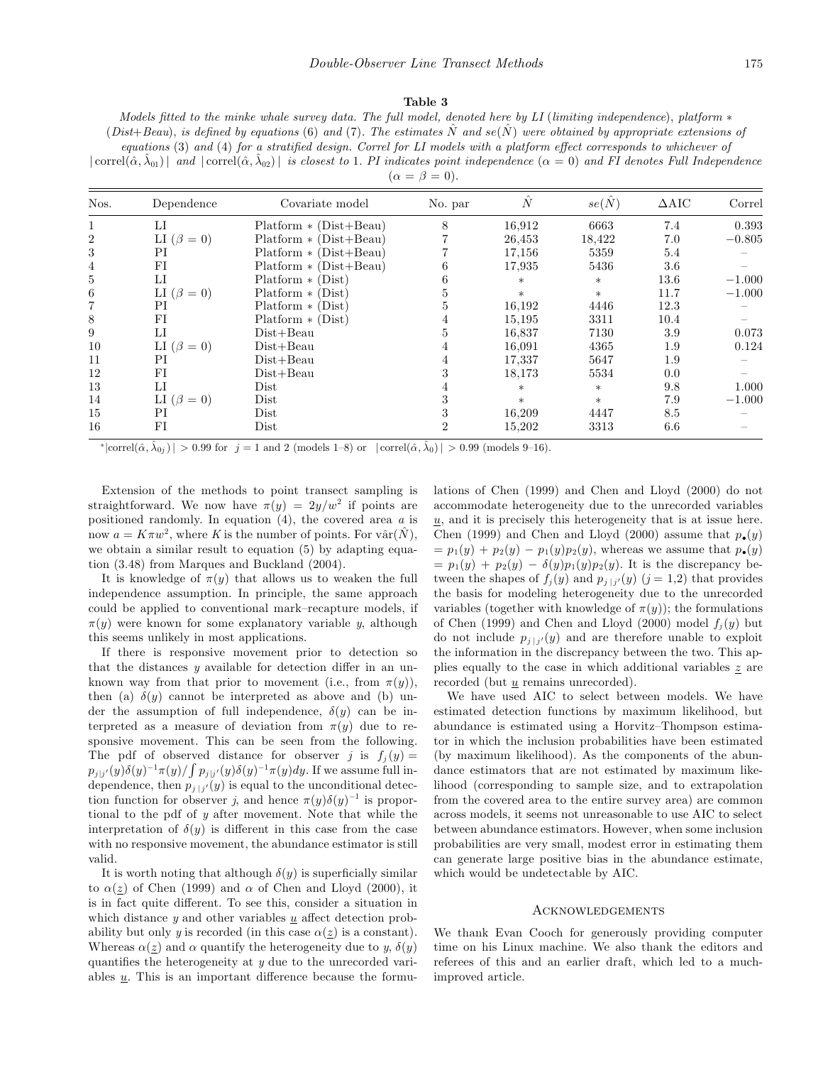**Table 3**

*Models fitted to the minke whale survey data. The full model, denoted here by LI (limiting independence), platform* $*$ *(Dist+Beau), is defined by equations (6) and (7). The estimates* $\hat{N}$ *and* $se(\hat{N})$ *were obtained by appropriate extensions of equations (3) and (4) for a stratified design. Correl for LI models with a platform effect corresponds to whichever of* $|\operatorname{correl}(\hat{\alpha}, \hat{\lambda}_{01})|$ *and* $|\operatorname{correl}(\hat{\alpha}, \hat{\lambda}_{02})|$ *is closest to 1. PI indicates point independence (*$\alpha = 0$*) and FI denotes Full Independence (*$\alpha = \beta = 0$*).*

| Nos. | Dependence | Covariate model | No. par | $\hat{N}$ | $se(\hat{N})$ | ΔAIC | Correl |
|---|---|---|---|---|---|---|---|
| 1 | LI | Platform * (Dist+Beau) | 8 | 16,912 | 6663 | 7.4 | 0.393 |
| 2 | LI ($\beta = 0$) | Platform * (Dist+Beau) | 7 | 26,453 | 18,422 | 7.0 | −0.805 |
| 3 | PI | Platform * (Dist+Beau) | 7 | 17,156 | 5359 | 5.4 | – |
| 4 | FI | Platform * (Dist+Beau) | 6 | 17,935 | 5436 | 3.6 | – |
| 5 | LI | Platform * (Dist) | 6 | * | * | 13.6 | −1.000 |
| 6 | LI ($\beta = 0$) | Platform * (Dist) | 5 | * | * | 11.7 | −1.000 |
| 7 | PI | Platform * (Dist) | 5 | 16,192 | 4446 | 12.3 | – |
| 8 | FI | Platform * (Dist) | 4 | 15,195 | 3311 | 10.4 | – |
| 9 | LI | Dist+Beau | 5 | 16,837 | 7130 | 3.9 | 0.073 |
| 10 | LI ($\beta = 0$) | Dist+Beau | 4 | 16,091 | 4365 | 1.9 | 0.124 |
| 11 | PI | Dist+Beau | 4 | 17,337 | 5647 | 1.9 | – |
| 12 | FI | Dist+Beau | 3 | 18,173 | 5534 | 0.0 | – |
| 13 | LI | Dist | 4 | * | * | 9.8 | 1.000 |
| 14 | LI ($\beta = 0$) | Dist | 3 | * | * | 7.9 | −1.000 |
| 15 | PI | Dist | 3 | 16,209 | 4447 | 8.5 | – |
| 16 | FI | Dist | 2 | 15,202 | 3313 | 6.6 | – |

*$|\operatorname{correl}(\hat{\alpha}, \hat{\lambda}_{0j})| > 0.99$ for $j = 1$ and 2 (models 1–8) or $|\operatorname{correl}(\hat{\alpha}, \hat{\lambda}_0)| > 0.99$ (models 9–16).

Extension of the methods to point transect sampling is straightforward. We now have $\pi(y) = 2y/w^2$ if points are positioned randomly. In equation (4), the covered area $a$ is now $a = K\pi w^2$, where $K$ is the number of points. For $\hat{\text{var}}(\hat{N})$, we obtain a similar result to equation (5) by adapting equation (3.48) from Marques and Buckland (2004).

It is knowledge of $\pi(y)$ that allows us to weaken the full independence assumption. In principle, the same approach could be applied to conventional mark–recapture models, if $\pi(y)$ were known for some explanatory variable $y$, although this seems unlikely in most applications.

If there is responsive movement prior to detection so that the distances $y$ available for detection differ in an unknown way from that prior to movement (i.e., from $\pi(y)$), then (a) $\delta(y)$ cannot be interpreted as above and (b) under the assumption of full independence, $\delta(y)$ can be interpreted as a measure of deviation from $\pi(y)$ due to responsive movement. This can be seen from the following. The pdf of observed distance for observer $j$ is $f_j(y) = p_{j|j'}(y)\delta(y)^{-1}\pi(y)/\int p_{j|j'}(y)\delta(y)^{-1}\pi(y)dy$. If we assume full independence, then $p_{j|j'}(y)$ is equal to the unconditional detection function for observer $j$, and hence $\pi(y)\delta(y)^{-1}$ is proportional to the pdf of $y$ after movement. Note that while the interpretation of $\delta(y)$ is different in this case from the case with no responsive movement, the abundance estimator is still valid.

It is worth noting that although $\delta(y)$ is superficially similar to $\alpha(\underline{z})$ of Chen (1999) and $\alpha$ of Chen and Lloyd (2000), it is in fact quite different. To see this, consider a situation in which distance $y$ and other variables $\underline{u}$ affect detection probability but only $y$ is recorded (in this case $\alpha(\underline{z})$ is a constant). Whereas $\alpha(\underline{z})$ and $\alpha$ quantify the heterogeneity due to $y$, $\delta(y)$ quantifies the heterogeneity at $y$ due to the unrecorded variables $\underline{u}$. This is an important difference because the formulations of Chen (1999) and Chen and Lloyd (2000) do not accommodate heterogeneity due to the unrecorded variables $\underline{u}$, and it is precisely this heterogeneity that is at issue here. Chen (1999) and Chen and Lloyd (2000) assume that $p_\bullet(y) = p_1(y) + p_2(y) - p_1(y)p_2(y)$, whereas we assume that $p_\bullet(y) = p_1(y) + p_2(y) - \delta(y)p_1(y)p_2(y)$. It is the discrepancy between the shapes of $f_j(y)$ and $p_{j\,|\,j'}(y)$ $(j = 1,2)$ that provides the basis for modeling heterogeneity due to the unrecorded variables (together with knowledge of $\pi(y)$); the formulations of Chen (1999) and Chen and Lloyd (2000) model $f_j(y)$ but do not include $p_{j\,|\,j'}(y)$ and are therefore unable to exploit the information in the discrepancy between the two. This applies equally to the case in which additional variables $\underline{z}$ are recorded (but $\underline{u}$ remains unrecorded).

We have used AIC to select between models. We have estimated detection functions by maximum likelihood, but abundance is estimated using a Horvitz–Thompson estimator in which the inclusion probabilities have been estimated (by maximum likelihood). As the components of the abundance estimators that are not estimated by maximum likelihood (corresponding to sample size, and to extrapolation from the covered area to the entire survey area) are common across models, it seems not unreasonable to use AIC to select between abundance estimators. However, when some inclusion probabilities are very small, modest error in estimating them can generate large positive bias in the abundance estimate, which would be undetectable by AIC.

## Acknowledgements

We thank Evan Cooch for generously providing computer time on his Linux machine. We also thank the editors and referees of this and an earlier draft, which led to a much-improved article.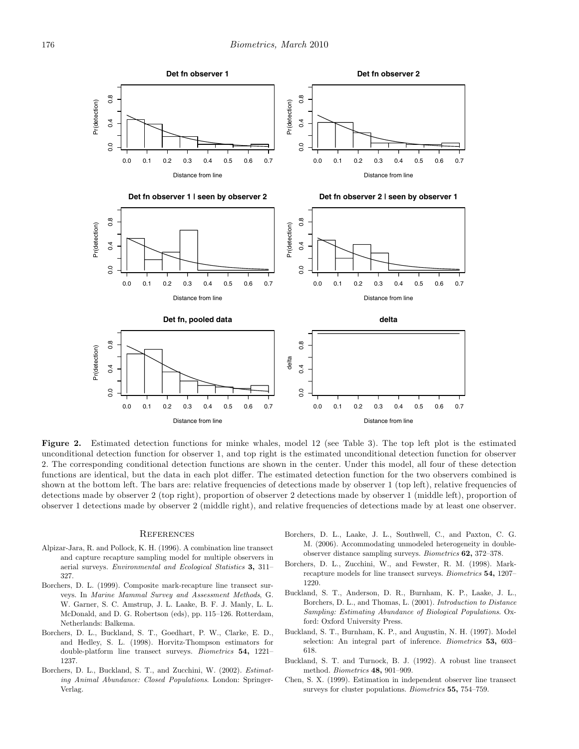**Figure 2.** Estimated detection functions for minke whales, model 12 (see Table 3). The top left plot is the estimated unconditional detection function for observer 1, and top right is the estimated unconditional detection function for observer 2. The corresponding conditional detection functions are shown in the center. Under this model, all four of these detection functions are identical, but the data in each plot differ. The estimated detection function for the two observers combined is shown at the bottom left. The bars are: relative frequencies of detections made by observer 1 (top left), relative frequencies of detections made by observer 2 (top right), proportion of observer 2 detections made by observer 1 (middle left), proportion of observer 1 detections made by observer 2 (middle right), and relative frequencies of detections made by at least one observer.

## References

Alpizar-Jara, R. and Pollock, K. H. (1996). A combination line transect and capture recapture sampling model for multiple observers in aerial surveys. *Environmental and Ecological Statistics* **3,** 311–327.

Borchers, D. L. (1999). Composite mark-recapture line transect surveys. In *Marine Mammal Survey and Assessment Methods*, G. W. Garner, S. C. Amstrup, J. L. Laake, B. F. J. Manly, L. L. McDonald, and D. G. Robertson (eds), pp. 115–126. Rotterdam, Netherlands: Balkema.

Borchers, D. L., Buckland, S. T., Goedhart, P. W., Clarke, E. D., and Hedley, S. L. (1998). Horvitz-Thompson estimators for double-platform line transect surveys. *Biometrics* **54,** 1221–1237.

Borchers, D. L., Buckland, S. T., and Zucchini, W. (2002). *Estimating Animal Abundance: Closed Populations*. London: Springer-Verlag.

Borchers, D. L., Laake, J. L., Southwell, C., and Paxton, C. G. M. (2006). Accommodating unmodeled heterogeneity in double-observer distance sampling surveys. *Biometrics* **62,** 372–378.

Borchers, D. L., Zucchini, W., and Fewster, R. M. (1998). Mark-recapture models for line transect surveys. *Biometrics* **54,** 1207–1220.

Buckland, S. T., Anderson, D. R., Burnham, K. P., Laake, J. L., Borchers, D. L., and Thomas, L. (2001). *Introduction to Distance Sampling: Estimating Abundance of Biological Populations*. Oxford: Oxford University Press.

Buckland, S. T., Burnham, K. P., and Augustin, N. H. (1997). Model selection: An integral part of inference. *Biometrics* **53,** 603–618.

Buckland, S. T. and Turnock, B. J. (1992). A robust line transect method. *Biometrics* **48,** 901–909.

Chen, S. X. (1999). Estimation in independent observer line transect surveys for cluster populations. *Biometrics* **55,** 754–759.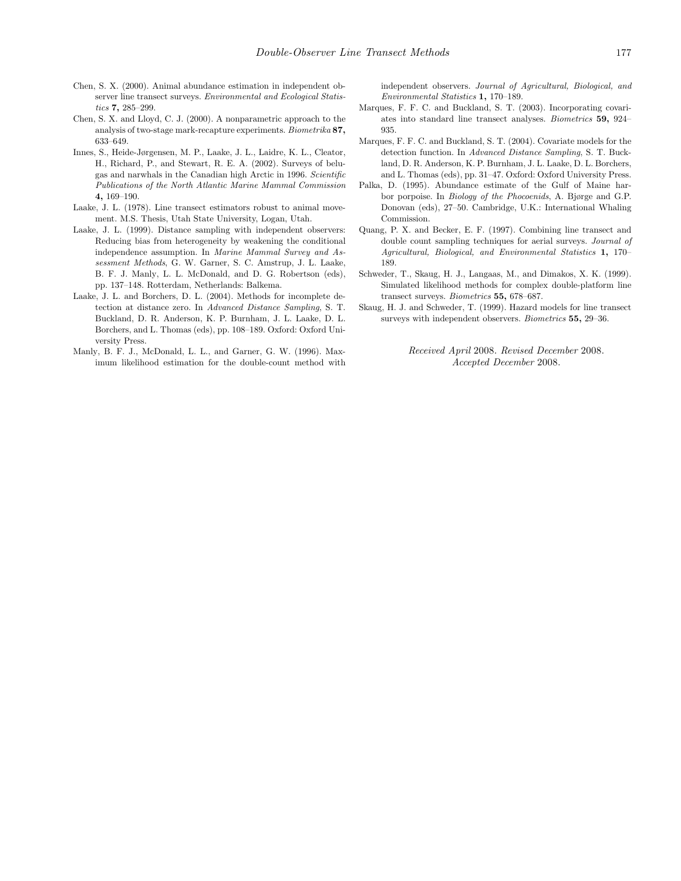Chen, S. X. (2000). Animal abundance estimation in independent observer line transect surveys. *Environmental and Ecological Statistics* **7,** 285–299.

Chen, S. X. and Lloyd, C. J. (2000). A nonparametric approach to the analysis of two-stage mark-recapture experiments. *Biometrika* **87,** 633–649.

Innes, S., Heide-Jørgensen, M. P., Laake, J. L., Laidre, K. L., Cleator, H., Richard, P., and Stewart, R. E. A. (2002). Surveys of belugas and narwhals in the Canadian high Arctic in 1996. *Scientific Publications of the North Atlantic Marine Mammal Commission* **4,** 169–190.

Laake, J. L. (1978). Line transect estimators robust to animal movement. M.S. Thesis, Utah State University, Logan, Utah.

Laake, J. L. (1999). Distance sampling with independent observers: Reducing bias from heterogeneity by weakening the conditional independence assumption. In *Marine Mammal Survey and Assessment Methods*, G. W. Garner, S. C. Amstrup, J. L. Laake, B. F. J. Manly, L. L. McDonald, and D. G. Robertson (eds), pp. 137–148. Rotterdam, Netherlands: Balkema.

Laake, J. L. and Borchers, D. L. (2004). Methods for incomplete detection at distance zero. In *Advanced Distance Sampling*, S. T. Buckland, D. R. Anderson, K. P. Burnham, J. L. Laake, D. L. Borchers, and L. Thomas (eds), pp. 108–189. Oxford: Oxford University Press.

Manly, B. F. J., McDonald, L. L., and Garner, G. W. (1996). Maximum likelihood estimation for the double-count method with independent observers. *Journal of Agricultural, Biological, and Environmental Statistics* **1,** 170–189.

Marques, F. F. C. and Buckland, S. T. (2003). Incorporating covariates into standard line transect analyses. *Biometrics* **59,** 924–935.

Marques, F. F. C. and Buckland, S. T. (2004). Covariate models for the detection function. In *Advanced Distance Sampling*, S. T. Buckland, D. R. Anderson, K. P. Burnham, J. L. Laake, D. L. Borchers, and L. Thomas (eds), pp. 31–47. Oxford: Oxford University Press.

Palka, D. (1995). Abundance estimate of the Gulf of Maine harbor porpoise. In *Biology of the Phocoenids*, A. Bjørge and G.P. Donovan (eds), 27–50. Cambridge, U.K.: International Whaling Commission.

Quang, P. X. and Becker, E. F. (1997). Combining line transect and double count sampling techniques for aerial surveys. *Journal of Agricultural, Biological, and Environmental Statistics* **1,** 170–189.

Schweder, T., Skaug, H. J., Langaas, M., and Dimakos, X. K. (1999). Simulated likelihood methods for complex double-platform line transect surveys. *Biometrics* **55,** 678–687.

Skaug, H. J. and Schweder, T. (1999). Hazard models for line transect surveys with independent observers. *Biometrics* **55,** 29–36.

*Received April* 2008. *Revised December* 2008.
*Accepted December* 2008.